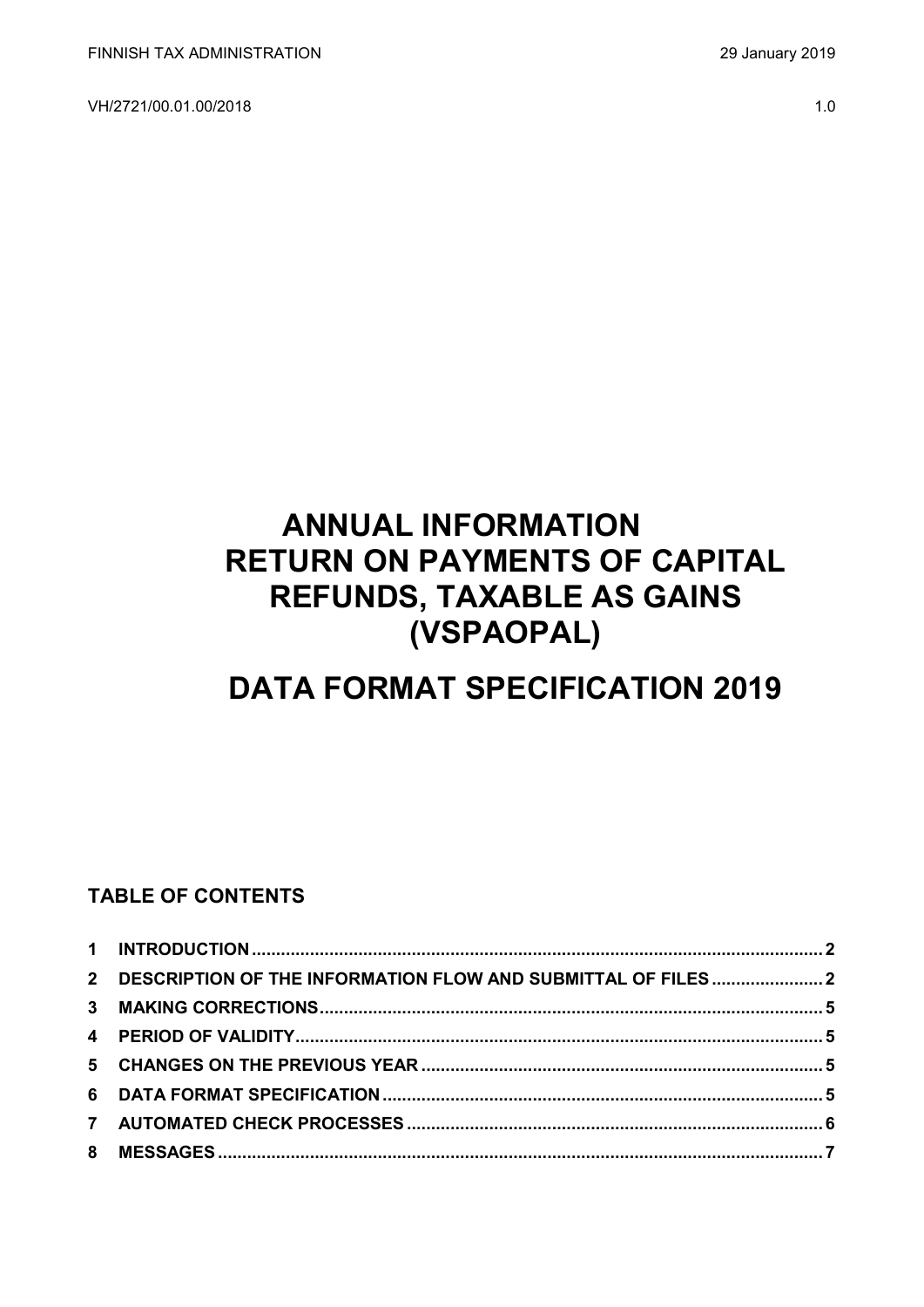FINNISH TAX ADMINISTRATION 29 January 2019

VH/2721/00.01.00/2018 1.0

# ANNUAL INFORMATION RETURN ON PAYMENTS OF CAPITAL REFUNDS, TAXABLE AS GAINS (VSPAOPAL)

# DATA FORMAT SPECIFICATION 2019

## TABLE OF CONTENTS

| | | |
|---|---|---|
| 1 | INTRODUCTION | 2 |
| 2 | DESCRIPTION OF THE INFORMATION FLOW AND SUBMITTAL OF FILES | 2 |
| 3 | MAKING CORRECTIONS | 5 |
| 4 | PERIOD OF VALIDITY | 5 |
| 5 | CHANGES ON THE PREVIOUS YEAR | 5 |
| 6 | DATA FORMAT SPECIFICATION | 5 |
| 7 | AUTOMATED CHECK PROCESSES | 6 |
| 8 | MESSAGES | 7 |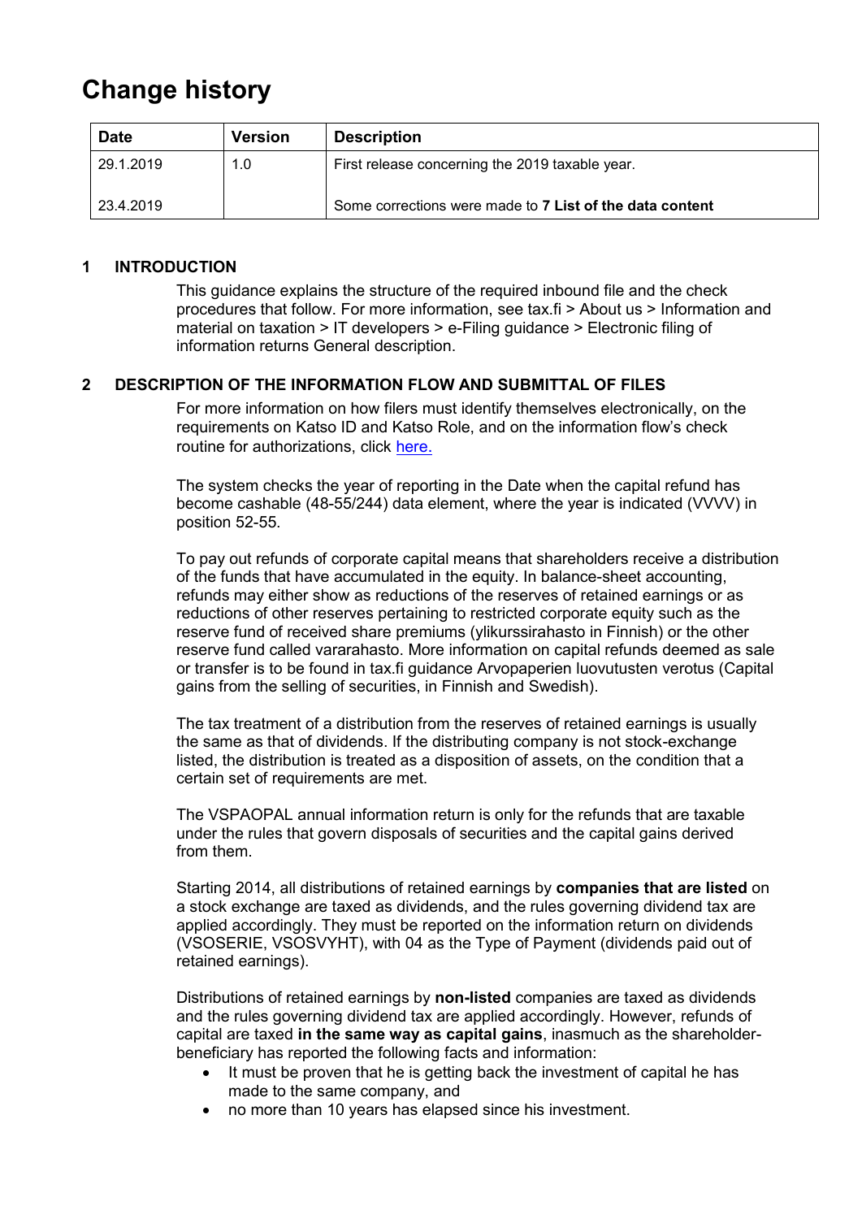# Change history

| Date | Version | Description |
| --- | --- | --- |
| 29.1.2019 | 1.0 | First release concerning the 2019 taxable year. |
| 23.4.2019 | | Some corrections were made to **7 List of the data content** |

## 1 INTRODUCTION

This guidance explains the structure of the required inbound file and the check procedures that follow. For more information, see tax.fi > About us > Information and material on taxation > IT developers > e-Filing guidance > Electronic filing of information returns General description.

## 2 DESCRIPTION OF THE INFORMATION FLOW AND SUBMITTAL OF FILES

For more information on how filers must identify themselves electronically, on the requirements on Katso ID and Katso Role, and on the information flow's check routine for authorizations, click here.

The system checks the year of reporting in the Date when the capital refund has become cashable (48-55/244) data element, where the year is indicated (VVVV) in position 52-55.

To pay out refunds of corporate capital means that shareholders receive a distribution of the funds that have accumulated in the equity. In balance-sheet accounting, refunds may either show as reductions of the reserves of retained earnings or as reductions of other reserves pertaining to restricted corporate equity such as the reserve fund of received share premiums (ylikurssirahasto in Finnish) or the other reserve fund called vararahasto. More information on capital refunds deemed as sale or transfer is to be found in tax.fi guidance Arvopaperien luovutusten verotus (Capital gains from the selling of securities, in Finnish and Swedish).

The tax treatment of a distribution from the reserves of retained earnings is usually the same as that of dividends. If the distributing company is not stock-exchange listed, the distribution is treated as a disposition of assets, on the condition that a certain set of requirements are met.

The VSPAOPAL annual information return is only for the refunds that are taxable under the rules that govern disposals of securities and the capital gains derived from them.

Starting 2014, all distributions of retained earnings by **companies that are listed** on a stock exchange are taxed as dividends, and the rules governing dividend tax are applied accordingly. They must be reported on the information return on dividends (VSOSERIE, VSOSVYHT), with 04 as the Type of Payment (dividends paid out of retained earnings).

Distributions of retained earnings by **non-listed** companies are taxed as dividends and the rules governing dividend tax are applied accordingly. However, refunds of capital are taxed **in the same way as capital gains**, inasmuch as the shareholder-beneficiary has reported the following facts and information:

- It must be proven that he is getting back the investment of capital he has made to the same company, and
- no more than 10 years has elapsed since his investment.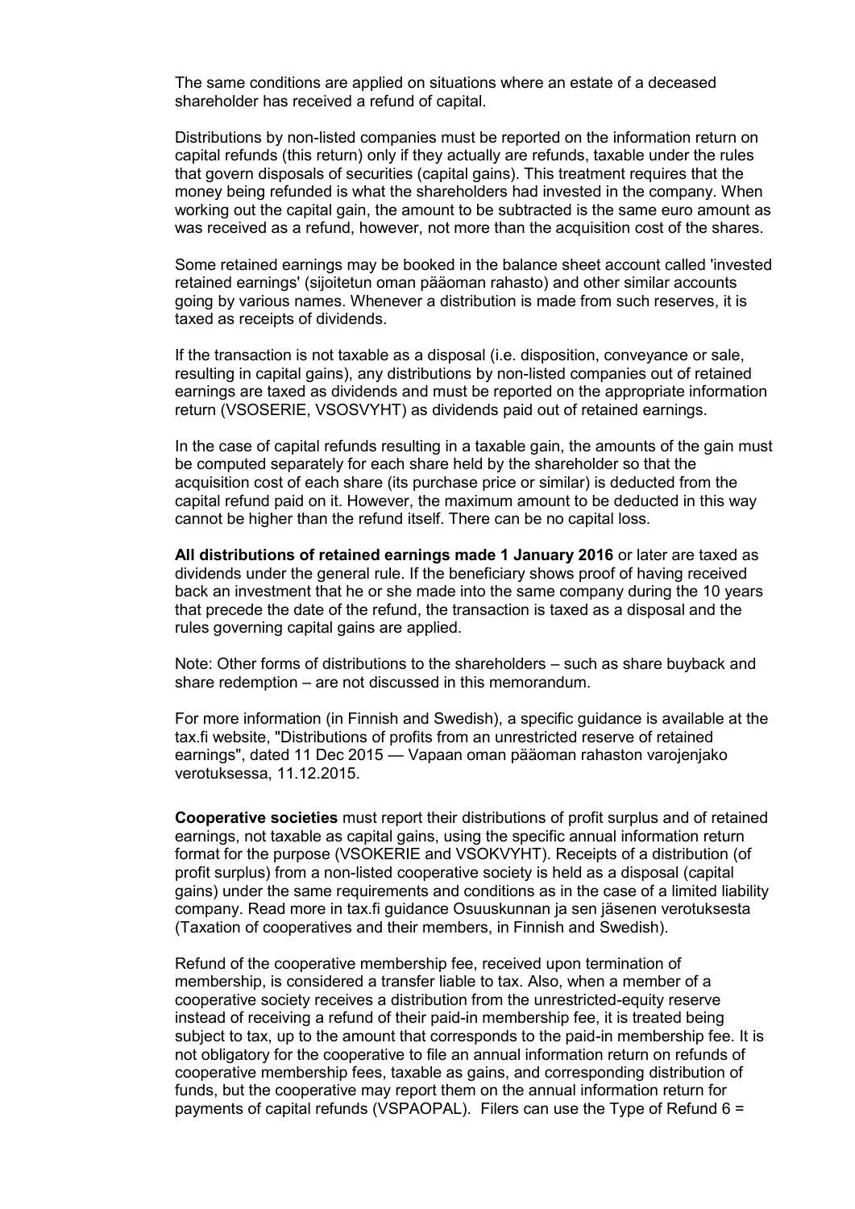The same conditions are applied on situations where an estate of a deceased shareholder has received a refund of capital.

Distributions by non-listed companies must be reported on the information return on capital refunds (this return) only if they actually are refunds, taxable under the rules that govern disposals of securities (capital gains). This treatment requires that the money being refunded is what the shareholders had invested in the company. When working out the capital gain, the amount to be subtracted is the same euro amount as was received as a refund, however, not more than the acquisition cost of the shares.

Some retained earnings may be booked in the balance sheet account called 'invested retained earnings' (sijoitetun oman pääoman rahasto) and other similar accounts going by various names. Whenever a distribution is made from such reserves, it is taxed as receipts of dividends.

If the transaction is not taxable as a disposal (i.e. disposition, conveyance or sale, resulting in capital gains), any distributions by non-listed companies out of retained earnings are taxed as dividends and must be reported on the appropriate information return (VSOSERIE, VSOSVYHT) as dividends paid out of retained earnings.

In the case of capital refunds resulting in a taxable gain, the amounts of the gain must be computed separately for each share held by the shareholder so that the acquisition cost of each share (its purchase price or similar) is deducted from the capital refund paid on it. However, the maximum amount to be deducted in this way cannot be higher than the refund itself. There can be no capital loss.

**All distributions of retained earnings made 1 January 2016** or later are taxed as dividends under the general rule. If the beneficiary shows proof of having received back an investment that he or she made into the same company during the 10 years that precede the date of the refund, the transaction is taxed as a disposal and the rules governing capital gains are applied.

Note: Other forms of distributions to the shareholders – such as share buyback and share redemption – are not discussed in this memorandum.

For more information (in Finnish and Swedish), a specific guidance is available at the tax.fi website, "Distributions of profits from an unrestricted reserve of retained earnings", dated 11 Dec 2015 — Vapaan oman pääoman rahaston varojenjako verotuksessa, 11.12.2015.

**Cooperative societies** must report their distributions of profit surplus and of retained earnings, not taxable as capital gains, using the specific annual information return format for the purpose (VSOKERIE and VSOKVYHT). Receipts of a distribution (of profit surplus) from a non-listed cooperative society is held as a disposal (capital gains) under the same requirements and conditions as in the case of a limited liability company. Read more in tax.fi guidance Osuuskunnan ja sen jäsenen verotuksesta (Taxation of cooperatives and their members, in Finnish and Swedish).

Refund of the cooperative membership fee, received upon termination of membership, is considered a transfer liable to tax. Also, when a member of a cooperative society receives a distribution from the unrestricted-equity reserve instead of receiving a refund of their paid-in membership fee, it is treated being subject to tax, up to the amount that corresponds to the paid-in membership fee. It is not obligatory for the cooperative to file an annual information return on refunds of cooperative membership fees, taxable as gains, and corresponding distribution of funds, but the cooperative may report them on the annual information return for payments of capital refunds (VSPAOPAL). Filers can use the Type of Refund 6 =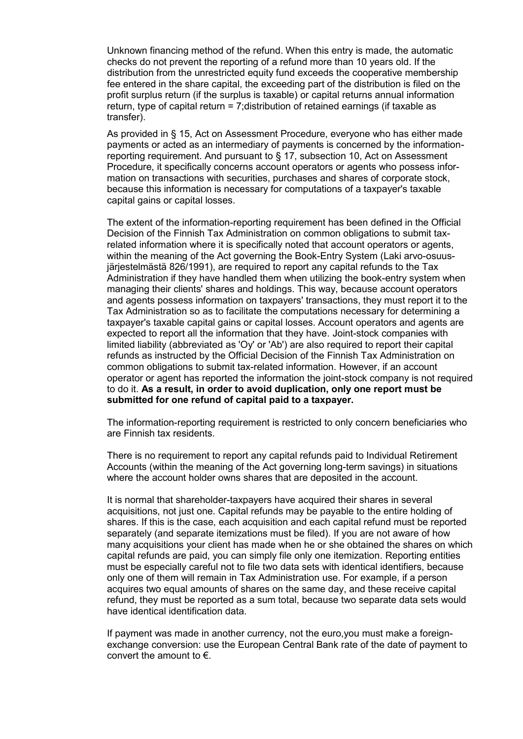Unknown financing method of the refund. When this entry is made, the automatic checks do not prevent the reporting of a refund more than 10 years old. If the distribution from the unrestricted equity fund exceeds the cooperative membership fee entered in the share capital, the exceeding part of the distribution is filed on the profit surplus return (if the surplus is taxable) or capital returns annual information return, type of capital return = 7;distribution of retained earnings (if taxable as transfer).

As provided in § 15, Act on Assessment Procedure, everyone who has either made payments or acted as an intermediary of payments is concerned by the information-reporting requirement. And pursuant to § 17, subsection 10, Act on Assessment Procedure, it specifically concerns account operators or agents who possess information on transactions with securities, purchases and shares of corporate stock, because this information is necessary for computations of a taxpayer's taxable capital gains or capital losses.

The extent of the information-reporting requirement has been defined in the Official Decision of the Finnish Tax Administration on common obligations to submit tax-related information where it is specifically noted that account operators or agents, within the meaning of the Act governing the Book-Entry System (Laki arvo-osuusjärjestelmästä 826/1991), are required to report any capital refunds to the Tax Administration if they have handled them when utilizing the book-entry system when managing their clients' shares and holdings. This way, because account operators and agents possess information on taxpayers' transactions, they must report it to the Tax Administration so as to facilitate the computations necessary for determining a taxpayer's taxable capital gains or capital losses. Account operators and agents are expected to report all the information that they have. Joint-stock companies with limited liability (abbreviated as 'Oy' or 'Ab') are also required to report their capital refunds as instructed by the Official Decision of the Finnish Tax Administration on common obligations to submit tax-related information. However, if an account operator or agent has reported the information the joint-stock company is not required to do it. **As a result, in order to avoid duplication, only one report must be submitted for one refund of capital paid to a taxpayer.**

The information-reporting requirement is restricted to only concern beneficiaries who are Finnish tax residents.

There is no requirement to report any capital refunds paid to Individual Retirement Accounts (within the meaning of the Act governing long-term savings) in situations where the account holder owns shares that are deposited in the account.

It is normal that shareholder-taxpayers have acquired their shares in several acquisitions, not just one. Capital refunds may be payable to the entire holding of shares. If this is the case, each acquisition and each capital refund must be reported separately (and separate itemizations must be filed). If you are not aware of how many acquisitions your client has made when he or she obtained the shares on which capital refunds are paid, you can simply file only one itemization. Reporting entities must be especially careful not to file two data sets with identical identifiers, because only one of them will remain in Tax Administration use. For example, if a person acquires two equal amounts of shares on the same day, and these receive capital refund, they must be reported as a sum total, because two separate data sets would have identical identification data.

If payment was made in another currency, not the euro,you must make a foreign-exchange conversion: use the European Central Bank rate of the date of payment to convert the amount to €.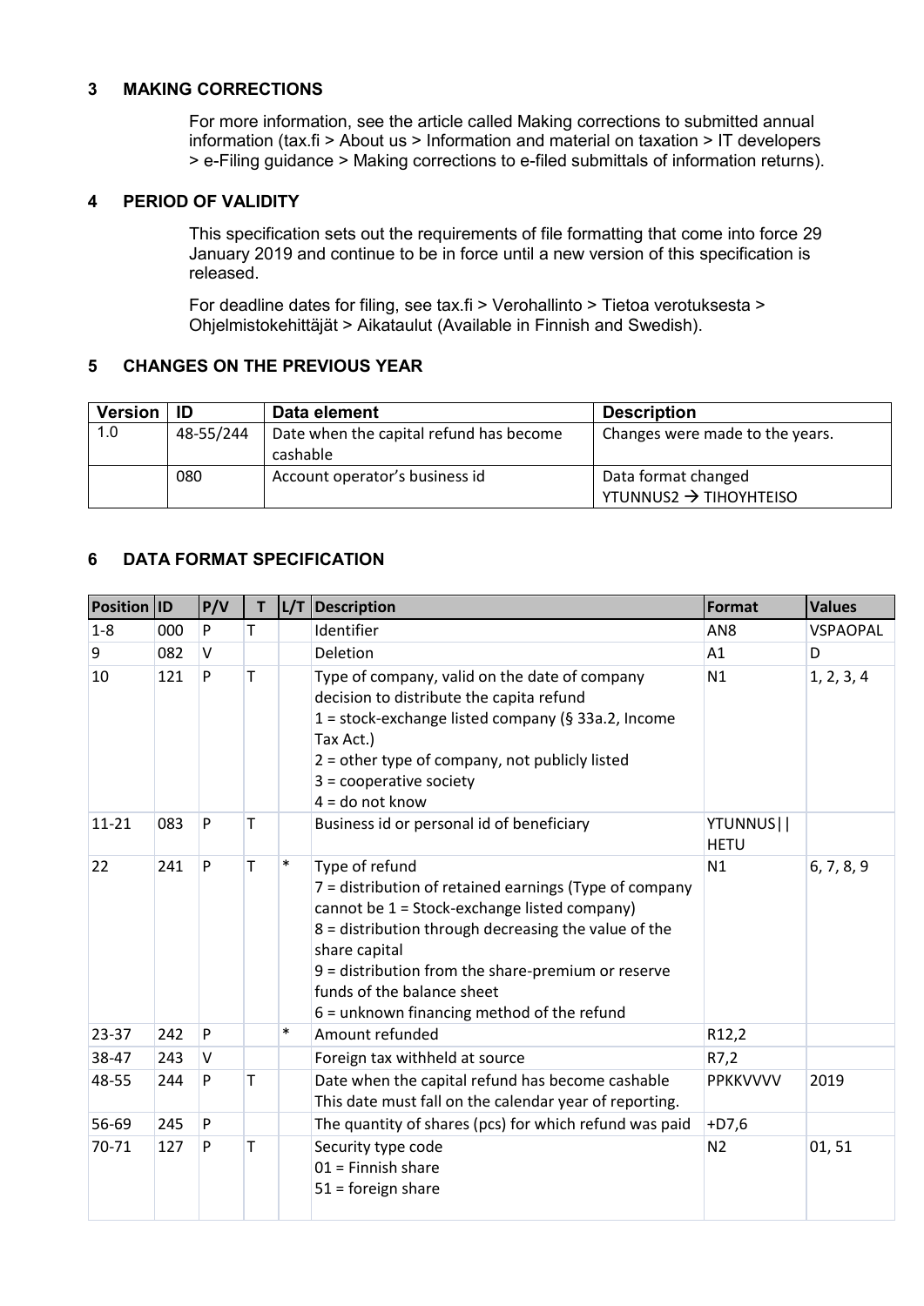## 3 MAKING CORRECTIONS

For more information, see the article called Making corrections to submitted annual information (tax.fi > About us > Information and material on taxation > IT developers > e-Filing guidance > Making corrections to e-filed submittals of information returns).

## 4 PERIOD OF VALIDITY

This specification sets out the requirements of file formatting that come into force 29 January 2019 and continue to be in force until a new version of this specification is released.

For deadline dates for filing, see tax.fi > Verohallinto > Tietoa verotuksesta > Ohjelmistokehittäjät > Aikataulut (Available in Finnish and Swedish).

## 5 CHANGES ON THE PREVIOUS YEAR

| Version | ID | Data element | Description |
|---|---|---|---|
| 1.0 | 48-55/244 | Date when the capital refund has become cashable | Changes were made to the years. |
| | 080 | Account operator's business id | Data format changed YTUNNUS2 → TIHOYHTEISO |

## 6 DATA FORMAT SPECIFICATION

| Position | ID | P/V | T | L/T | Description | Format | Values |
|---|---|---|---|---|---|---|---|
| 1-8 | 000 | P | T | | Identifier | AN8 | VSPAOPAL |
| 9 | 082 | V | | | Deletion | A1 | D |
| 10 | 121 | P | T | | Type of company, valid on the date of company decision to distribute the capita refund<br>1 = stock-exchange listed company (§ 33a.2, Income Tax Act.)<br>2 = other type of company, not publicly listed<br>3 = cooperative society<br>4 = do not know | N1 | 1, 2, 3, 4 |
| 11-21 | 083 | P | T | | Business id or personal id of beneficiary | YTUNNUS\|\| HETU | |
| 22 | 241 | P | T | * | Type of refund<br>7 = distribution of retained earnings (Type of company cannot be 1 = Stock-exchange listed company)<br>8 = distribution through decreasing the value of the share capital<br>9 = distribution from the share-premium or reserve funds of the balance sheet<br>6 = unknown financing method of the refund | N1 | 6, 7, 8, 9 |
| 23-37 | 242 | P | | * | Amount refunded | R12,2 | |
| 38-47 | 243 | V | | | Foreign tax withheld at source | R7,2 | |
| 48-55 | 244 | P | T | | Date when the capital refund has become cashable<br>This date must fall on the calendar year of reporting. | PPKKVVVV | 2019 |
| 56-69 | 245 | P | | | The quantity of shares (pcs) for which refund was paid | +D7,6 | |
| 70-71 | 127 | P | T | | Security type code<br>01 = Finnish share<br>51 = foreign share | N2 | 01, 51 |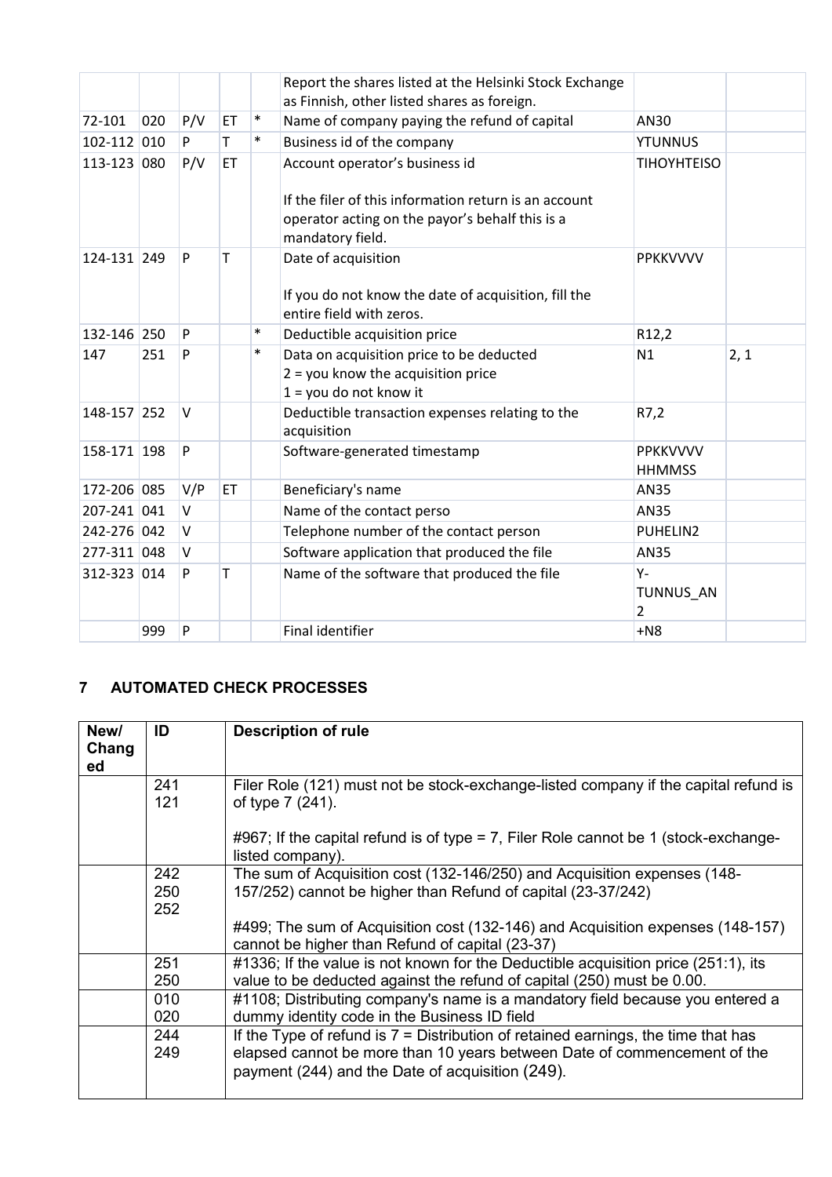| | | | | | | | |
|---|---|---|---|---|---|---|---|
| | | | | | Report the shares listed at the Helsinki Stock Exchange as Finnish, other listed shares as foreign. | | |
| 72-101 | 020 | P/V | ET | * | Name of company paying the refund of capital | AN30 | |
| 102-112 | 010 | P | T | * | Business id of the company | YTUNNUS | |
| 113-123 | 080 | P/V | ET | | Account operator's business id<br><br>If the filer of this information return is an account operator acting on the payor's behalf this is a mandatory field. | TIHOYHTEISO | |
| 124-131 | 249 | P | T | | Date of acquisition<br><br>If you do not know the date of acquisition, fill the entire field with zeros. | PPKKVVVV | |
| 132-146 | 250 | P | | * | Deductible acquisition price | R12,2 | |
| 147 | 251 | P | | * | Data on acquisition price to be deducted<br>2 = you know the acquisition price<br>1 = you do not know it | N1 | 2, 1 |
| 148-157 | 252 | V | | | Deductible transaction expenses relating to the acquisition | R7,2 | |
| 158-171 | 198 | P | | | Software-generated timestamp | PPKKVVVV HHMMSS | |
| 172-206 | 085 | V/P | ET | | Beneficiary's name | AN35 | |
| 207-241 | 041 | V | | | Name of the contact perso | AN35 | |
| 242-276 | 042 | V | | | Telephone number of the contact person | PUHELIN2 | |
| 277-311 | 048 | V | | | Software application that produced the file | AN35 | |
| 312-323 | 014 | P | T | | Name of the software that produced the file | Y-TUNNUS_AN2 | |
| | 999 | P | | | Final identifier | +N8 | |

## 7 AUTOMATED CHECK PROCESSES

| New/ Changed | ID | Description of rule |
|---|---|---|
| | 241<br>121 | Filer Role (121) must not be stock-exchange-listed company if the capital refund is of type 7 (241).<br><br>#967; If the capital refund is of type = 7, Filer Role cannot be 1 (stock-exchange-listed company). |
| | 242<br>250<br>252 | The sum of Acquisition cost (132-146/250) and Acquisition expenses (148-157/252) cannot be higher than Refund of capital (23-37/242)<br><br>#499; The sum of Acquisition cost (132-146) and Acquisition expenses (148-157) cannot be higher than Refund of capital (23-37) |
| | 251<br>250 | #1336; If the value is not known for the Deductible acquisition price (251:1), its value to be deducted against the refund of capital (250) must be 0.00. |
| | 010<br>020 | #1108; Distributing company's name is a mandatory field because you entered a dummy identity code in the Business ID field |
| | 244<br>249 | If the Type of refund is 7 = Distribution of retained earnings, the time that has elapsed cannot be more than 10 years between Date of commencement of the payment (244) and the Date of acquisition (249). |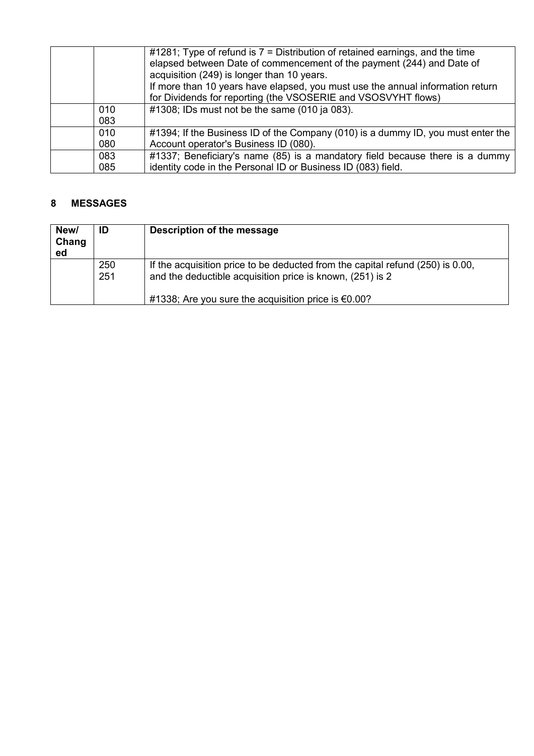| | | |
|---|---|---|
| | | #1281; Type of refund is 7 = Distribution of retained earnings, and the time elapsed between Date of commencement of the payment (244) and Date of acquisition (249) is longer than 10 years.<br>If more than 10 years have elapsed, you must use the annual information return for Dividends for reporting (the VSOSERIE and VSOSVYHT flows) |
| | 010<br>083 | #1308; IDs must not be the same (010 ja 083). |
| | 010<br>080 | #1394; If the Business ID of the Company (010) is a dummy ID, you must enter the Account operator's Business ID (080). |
| | 083<br>085 | #1337; Beneficiary's name (85) is a mandatory field because there is a dummy identity code in the Personal ID or Business ID (083) field. |

## 8 MESSAGES

| New/ Changed | ID | Description of the message |
|---|---|---|
| | 250<br>251 | If the acquisition price to be deducted from the capital refund (250) is 0.00, and the deductible acquisition price is known, (251) is 2<br><br>#1338; Are you sure the acquisition price is €0.00? |